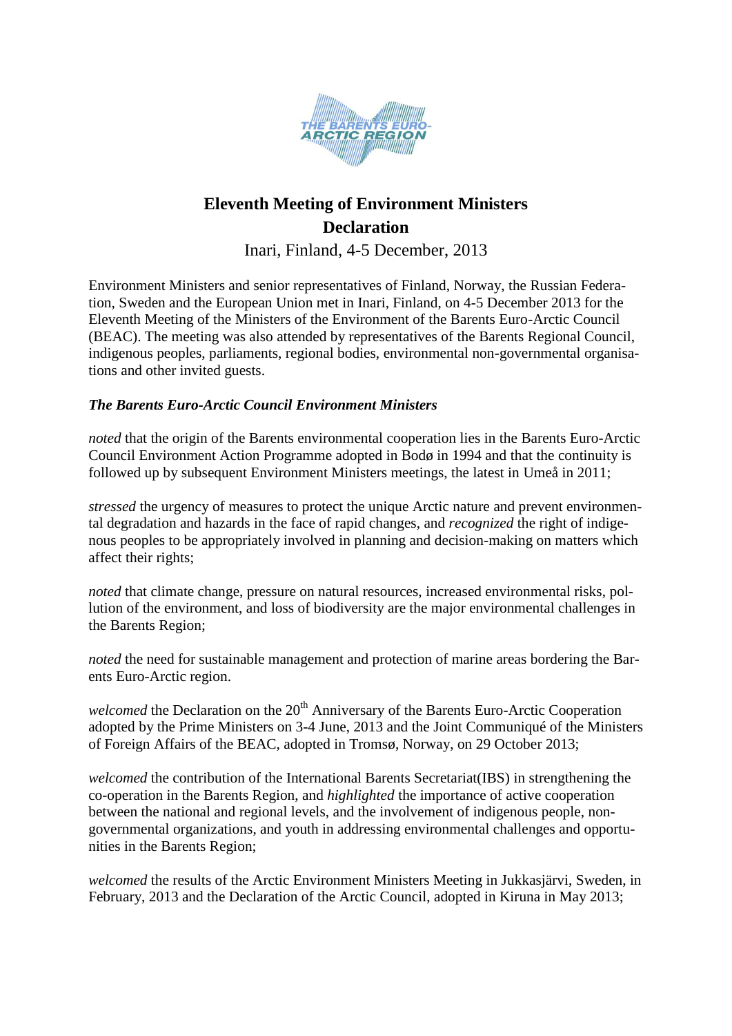# Eleventh Meeting of Environment Ministers
# Declaration

Inari, Finland, 4-5 December, 2013

Environment Ministers and senior representatives of Finland, Norway, the Russian Federation, Sweden and the European Union met in Inari, Finland, on 4-5 December 2013 for the Eleventh Meeting of the Ministers of the Environment of the Barents Euro-Arctic Council (BEAC). The meeting was also attended by representatives of the Barents Regional Council, indigenous peoples, parliaments, regional bodies, environmental non-governmental organisations and other invited guests.

***The Barents Euro-Arctic Council Environment Ministers***

*noted* that the origin of the Barents environmental cooperation lies in the Barents Euro-Arctic Council Environment Action Programme adopted in Bodø in 1994 and that the continuity is followed up by subsequent Environment Ministers meetings, the latest in Umeå in 2011;

*stressed* the urgency of measures to protect the unique Arctic nature and prevent environmental degradation and hazards in the face of rapid changes, and *recognized* the right of indigenous peoples to be appropriately involved in planning and decision-making on matters which affect their rights;

*noted* that climate change, pressure on natural resources, increased environmental risks, pollution of the environment, and loss of biodiversity are the major environmental challenges in the Barents Region;

*noted* the need for sustainable management and protection of marine areas bordering the Barents Euro-Arctic region.

*welcomed* the Declaration on the 20th Anniversary of the Barents Euro-Arctic Cooperation adopted by the Prime Ministers on 3-4 June, 2013 and the Joint Communiqué of the Ministers of Foreign Affairs of the BEAC, adopted in Tromsø, Norway, on 29 October 2013;

*welcomed* the contribution of the International Barents Secretariat(IBS) in strengthening the co-operation in the Barents Region, and *highlighted* the importance of active cooperation between the national and regional levels, and the involvement of indigenous people, non-governmental organizations, and youth in addressing environmental challenges and opportunities in the Barents Region;

*welcomed* the results of the Arctic Environment Ministers Meeting in Jukkasjärvi, Sweden, in February, 2013 and the Declaration of the Arctic Council, adopted in Kiruna in May 2013;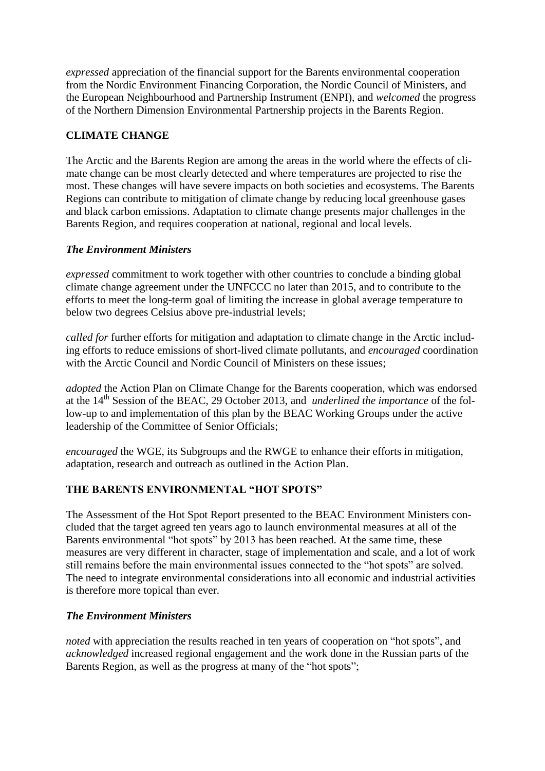*expressed* appreciation of the financial support for the Barents environmental cooperation from the Nordic Environment Financing Corporation, the Nordic Council of Ministers, and the European Neighbourhood and Partnership Instrument (ENPI), and *welcomed* the progress of the Northern Dimension Environmental Partnership projects in the Barents Region.

## CLIMATE CHANGE

The Arctic and the Barents Region are among the areas in the world where the effects of climate change can be most clearly detected and where temperatures are projected to rise the most. These changes will have severe impacts on both societies and ecosystems. The Barents Regions can contribute to mitigation of climate change by reducing local greenhouse gases and black carbon emissions. Adaptation to climate change presents major challenges in the Barents Region, and requires cooperation at national, regional and local levels.

***The Environment Ministers***

*expressed* commitment to work together with other countries to conclude a binding global climate change agreement under the UNFCCC no later than 2015, and to contribute to the efforts to meet the long-term goal of limiting the increase in global average temperature to below two degrees Celsius above pre-industrial levels;

*called for* further efforts for mitigation and adaptation to climate change in the Arctic including efforts to reduce emissions of short-lived climate pollutants, and *encouraged* coordination with the Arctic Council and Nordic Council of Ministers on these issues;

*adopted* the Action Plan on Climate Change for the Barents cooperation, which was endorsed at the 14th Session of the BEAC, 29 October 2013, and *underlined the importance* of the follow-up to and implementation of this plan by the BEAC Working Groups under the active leadership of the Committee of Senior Officials;

*encouraged* the WGE, its Subgroups and the RWGE to enhance their efforts in mitigation, adaptation, research and outreach as outlined in the Action Plan.

## THE BARENTS ENVIRONMENTAL "HOT SPOTS"

The Assessment of the Hot Spot Report presented to the BEAC Environment Ministers concluded that the target agreed ten years ago to launch environmental measures at all of the Barents environmental "hot spots" by 2013 has been reached. At the same time, these measures are very different in character, stage of implementation and scale, and a lot of work still remains before the main environmental issues connected to the "hot spots" are solved. The need to integrate environmental considerations into all economic and industrial activities is therefore more topical than ever.

***The Environment Ministers***

*noted* with appreciation the results reached in ten years of cooperation on "hot spots", and *acknowledged* increased regional engagement and the work done in the Russian parts of the Barents Region, as well as the progress at many of the "hot spots";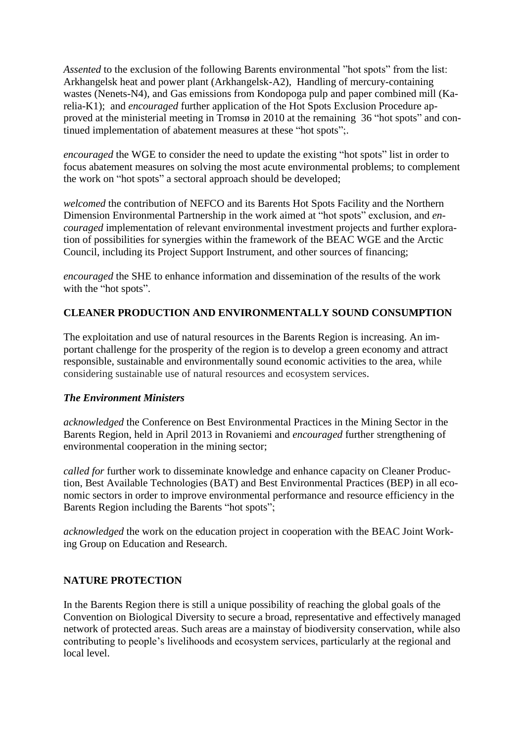*Assented* to the exclusion of the following Barents environmental "hot spots" from the list: Arkhangelsk heat and power plant (Arkhangelsk-A2), Handling of mercury-containing wastes (Nenets-N4), and Gas emissions from Kondopoga pulp and paper combined mill (Karelia-K1); and *encouraged* further application of the Hot Spots Exclusion Procedure approved at the ministerial meeting in Tromsø in 2010 at the remaining 36 "hot spots" and continued implementation of abatement measures at these "hot spots";.

*encouraged* the WGE to consider the need to update the existing "hot spots" list in order to focus abatement measures on solving the most acute environmental problems; to complement the work on "hot spots" a sectoral approach should be developed;

*welcomed* the contribution of NEFCO and its Barents Hot Spots Facility and the Northern Dimension Environmental Partnership in the work aimed at "hot spots" exclusion, and *encouraged* implementation of relevant environmental investment projects and further exploration of possibilities for synergies within the framework of the BEAC WGE and the Arctic Council, including its Project Support Instrument, and other sources of financing;

*encouraged* the SHE to enhance information and dissemination of the results of the work with the "hot spots".

**CLEANER PRODUCTION AND ENVIRONMENTALLY SOUND CONSUMPTION**

The exploitation and use of natural resources in the Barents Region is increasing. An important challenge for the prosperity of the region is to develop a green economy and attract responsible, sustainable and environmentally sound economic activities to the area, while considering sustainable use of natural resources and ecosystem services.

***The Environment Ministers***

*acknowledged* the Conference on Best Environmental Practices in the Mining Sector in the Barents Region, held in April 2013 in Rovaniemi and *encouraged* further strengthening of environmental cooperation in the mining sector;

*called for* further work to disseminate knowledge and enhance capacity on Cleaner Production, Best Available Technologies (BAT) and Best Environmental Practices (BEP) in all economic sectors in order to improve environmental performance and resource efficiency in the Barents Region including the Barents "hot spots";

*acknowledged* the work on the education project in cooperation with the BEAC Joint Working Group on Education and Research.

**NATURE PROTECTION**

In the Barents Region there is still a unique possibility of reaching the global goals of the Convention on Biological Diversity to secure a broad, representative and effectively managed network of protected areas. Such areas are a mainstay of biodiversity conservation, while also contributing to people's livelihoods and ecosystem services, particularly at the regional and local level.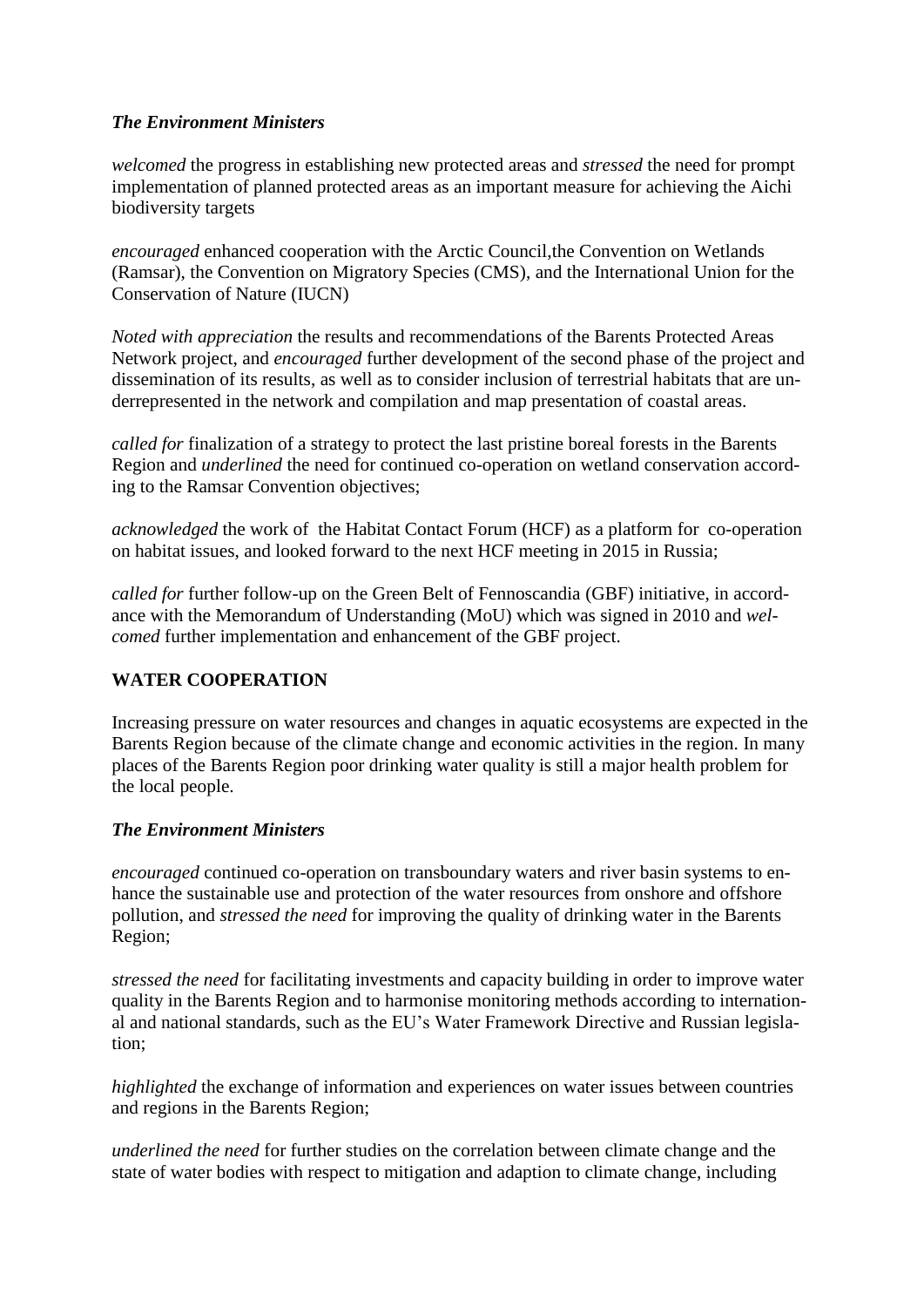***The Environment Ministers***

*welcomed* the progress in establishing new protected areas and *stressed* the need for prompt implementation of planned protected areas as an important measure for achieving the Aichi biodiversity targets

*encouraged* enhanced cooperation with the Arctic Council,the Convention on Wetlands (Ramsar), the Convention on Migratory Species (CMS), and the International Union for the Conservation of Nature (IUCN)

*Noted with appreciation* the results and recommendations of the Barents Protected Areas Network project, and *encouraged* further development of the second phase of the project and dissemination of its results, as well as to consider inclusion of terrestrial habitats that are underrepresented in the network and compilation and map presentation of coastal areas.

*called for* finalization of a strategy to protect the last pristine boreal forests in the Barents Region and *underlined* the need for continued co-operation on wetland conservation according to the Ramsar Convention objectives;

*acknowledged* the work of the Habitat Contact Forum (HCF) as a platform for co-operation on habitat issues, and looked forward to the next HCF meeting in 2015 in Russia;

*called for* further follow-up on the Green Belt of Fennoscandia (GBF) initiative, in accordance with the Memorandum of Understanding (MoU) which was signed in 2010 and *welcomed* further implementation and enhancement of the GBF project.

## WATER COOPERATION

Increasing pressure on water resources and changes in aquatic ecosystems are expected in the Barents Region because of the climate change and economic activities in the region. In many places of the Barents Region poor drinking water quality is still a major health problem for the local people.

***The Environment Ministers***

*encouraged* continued co-operation on transboundary waters and river basin systems to enhance the sustainable use and protection of the water resources from onshore and offshore pollution, and *stressed the need* for improving the quality of drinking water in the Barents Region;

*stressed the need* for facilitating investments and capacity building in order to improve water quality in the Barents Region and to harmonise monitoring methods according to international and national standards, such as the EU's Water Framework Directive and Russian legislation;

*highlighted* the exchange of information and experiences on water issues between countries and regions in the Barents Region;

*underlined the need* for further studies on the correlation between climate change and the state of water bodies with respect to mitigation and adaption to climate change, including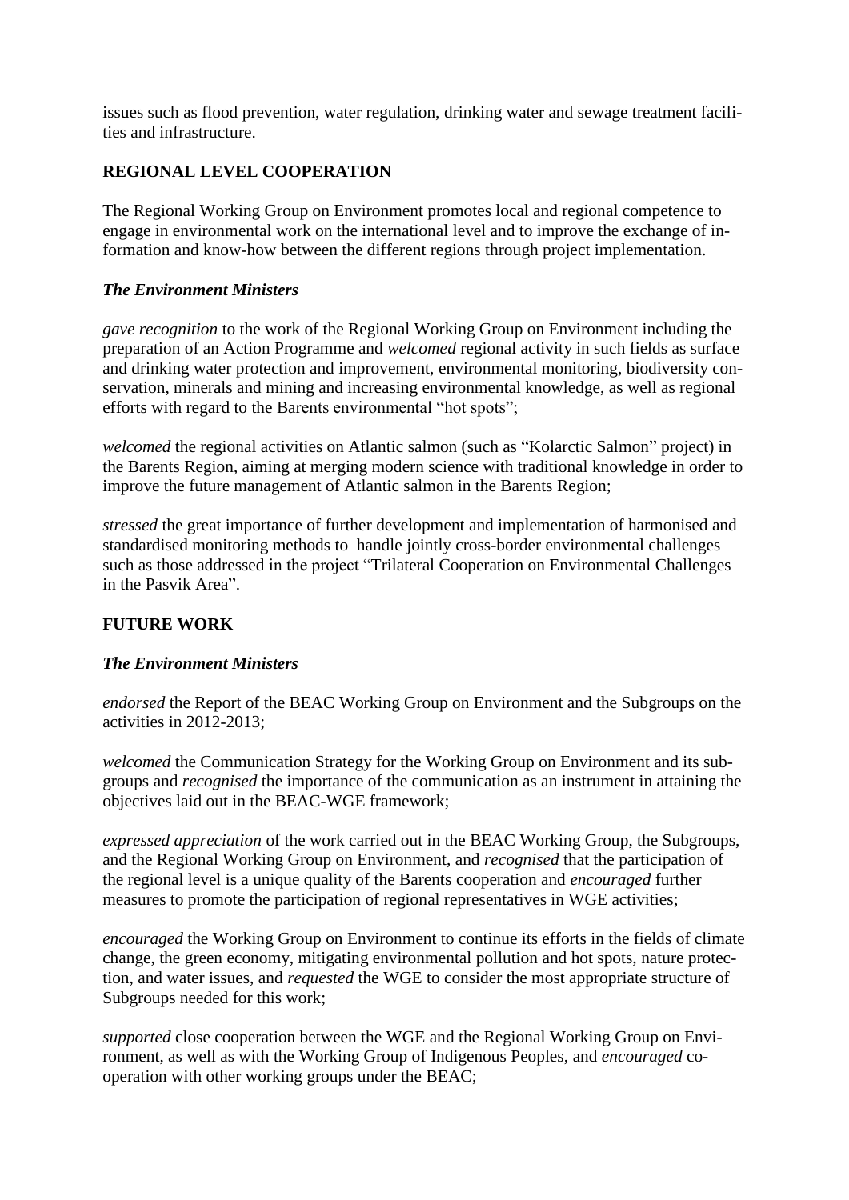issues such as flood prevention, water regulation, drinking water and sewage treatment facilities and infrastructure.

**REGIONAL LEVEL COOPERATION**

The Regional Working Group on Environment promotes local and regional competence to engage in environmental work on the international level and to improve the exchange of information and know-how between the different regions through project implementation.

***The Environment Ministers***

*gave recognition* to the work of the Regional Working Group on Environment including the preparation of an Action Programme and *welcomed* regional activity in such fields as surface and drinking water protection and improvement, environmental monitoring, biodiversity conservation, minerals and mining and increasing environmental knowledge, as well as regional efforts with regard to the Barents environmental "hot spots";

*welcomed* the regional activities on Atlantic salmon (such as "Kolarctic Salmon" project) in the Barents Region, aiming at merging modern science with traditional knowledge in order to improve the future management of Atlantic salmon in the Barents Region;

*stressed* the great importance of further development and implementation of harmonised and standardised monitoring methods to handle jointly cross-border environmental challenges such as those addressed in the project "Trilateral Cooperation on Environmental Challenges in the Pasvik Area".

**FUTURE WORK**

***The Environment Ministers***

*endorsed* the Report of the BEAC Working Group on Environment and the Subgroups on the activities in 2012-2013;

*welcomed* the Communication Strategy for the Working Group on Environment and its subgroups and *recognised* the importance of the communication as an instrument in attaining the objectives laid out in the BEAC-WGE framework;

*expressed appreciation* of the work carried out in the BEAC Working Group, the Subgroups, and the Regional Working Group on Environment, and *recognised* that the participation of the regional level is a unique quality of the Barents cooperation and *encouraged* further measures to promote the participation of regional representatives in WGE activities;

*encouraged* the Working Group on Environment to continue its efforts in the fields of climate change, the green economy, mitigating environmental pollution and hot spots, nature protection, and water issues, and *requested* the WGE to consider the most appropriate structure of Subgroups needed for this work;

*supported* close cooperation between the WGE and the Regional Working Group on Environment, as well as with the Working Group of Indigenous Peoples, and *encouraged* cooperation with other working groups under the BEAC;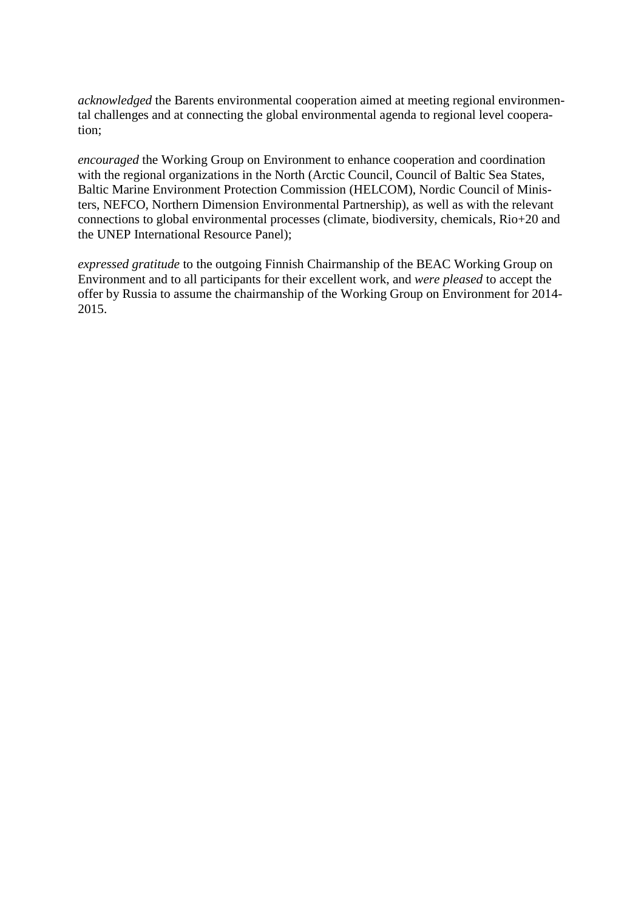*acknowledged* the Barents environmental cooperation aimed at meeting regional environmental challenges and at connecting the global environmental agenda to regional level cooperation;

*encouraged* the Working Group on Environment to enhance cooperation and coordination with the regional organizations in the North (Arctic Council, Council of Baltic Sea States, Baltic Marine Environment Protection Commission (HELCOM), Nordic Council of Ministers, NEFCO, Northern Dimension Environmental Partnership), as well as with the relevant connections to global environmental processes (climate, biodiversity, chemicals, Rio+20 and the UNEP International Resource Panel);

*expressed gratitude* to the outgoing Finnish Chairmanship of the BEAC Working Group on Environment and to all participants for their excellent work, and *were pleased* to accept the offer by Russia to assume the chairmanship of the Working Group on Environment for 2014-2015.